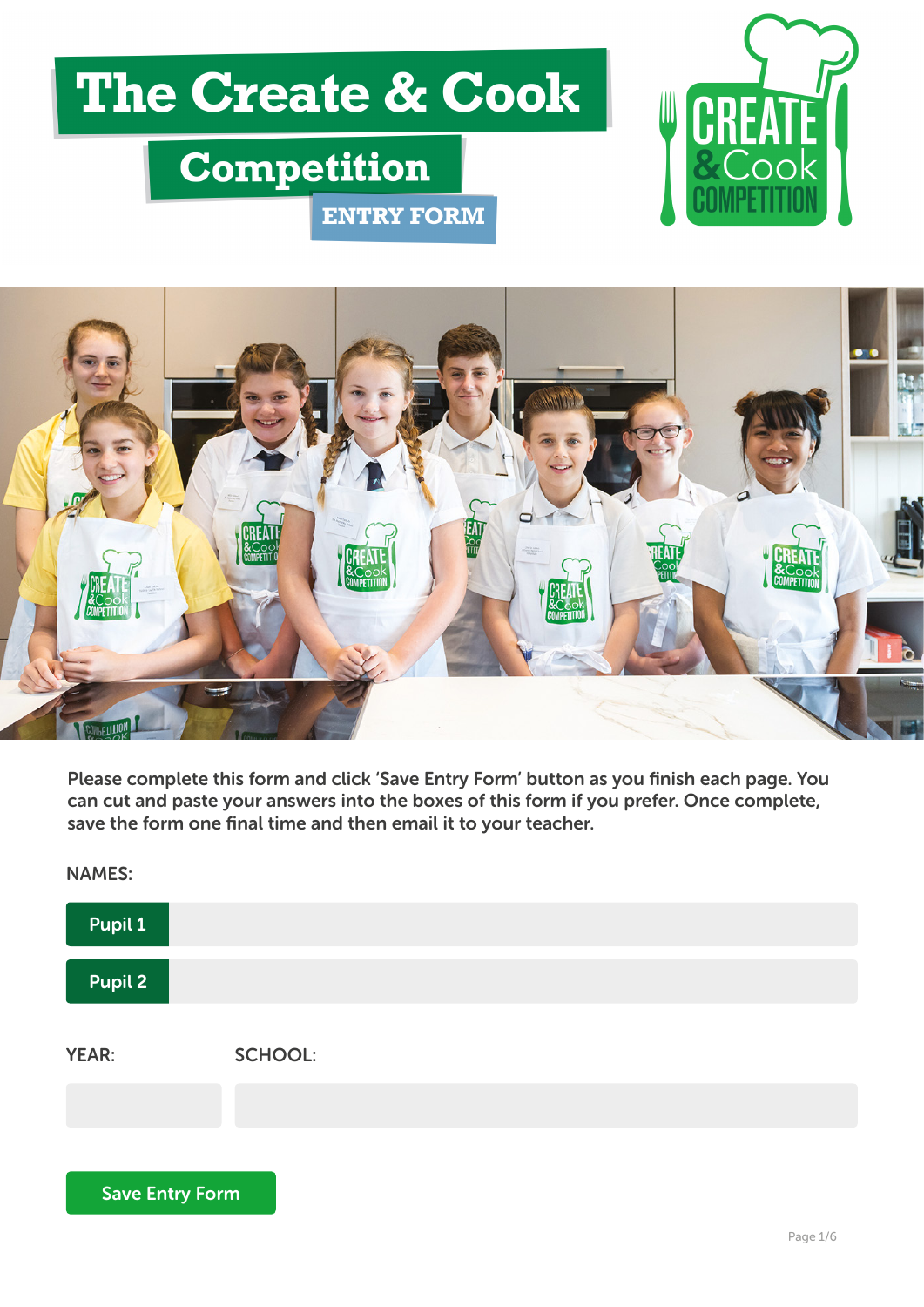# The Create & Cook Competition

## ENTRY FORM

Please complete this form and click 'Save Entry Form' button as you finish each page. You can cut and paste your answers into the boxes of this form if you prefer. Once complete, save the form one final time and then email it to your teacher.

NAMES:

| Pupil 1 | |
|---|---|
| Pupil 2 | |

| YEAR: | SCHOOL: |
|---|---|
| | |

Save Entry Form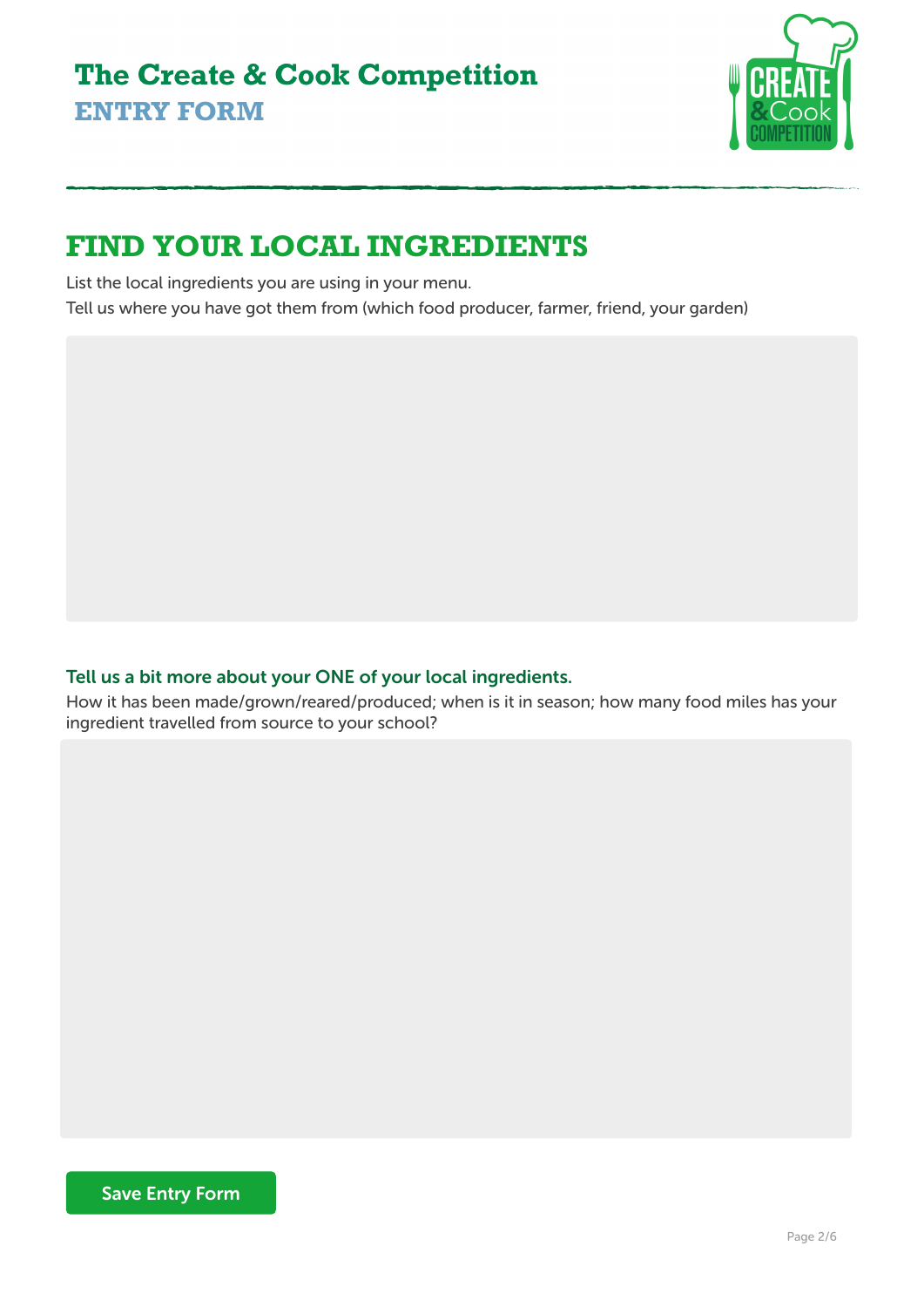# The Create & Cook Competition

## ENTRY FORM

## FIND YOUR LOCAL INGREDIENTS

List the local ingredients you are using in your menu.

Tell us where you have got them from (which food producer, farmer, friend, your garden)

### Tell us a bit more about your ONE of your local ingredients.

How it has been made/grown/reared/produced; when is it in season; how many food miles has your ingredient travelled from source to your school?

Save Entry Form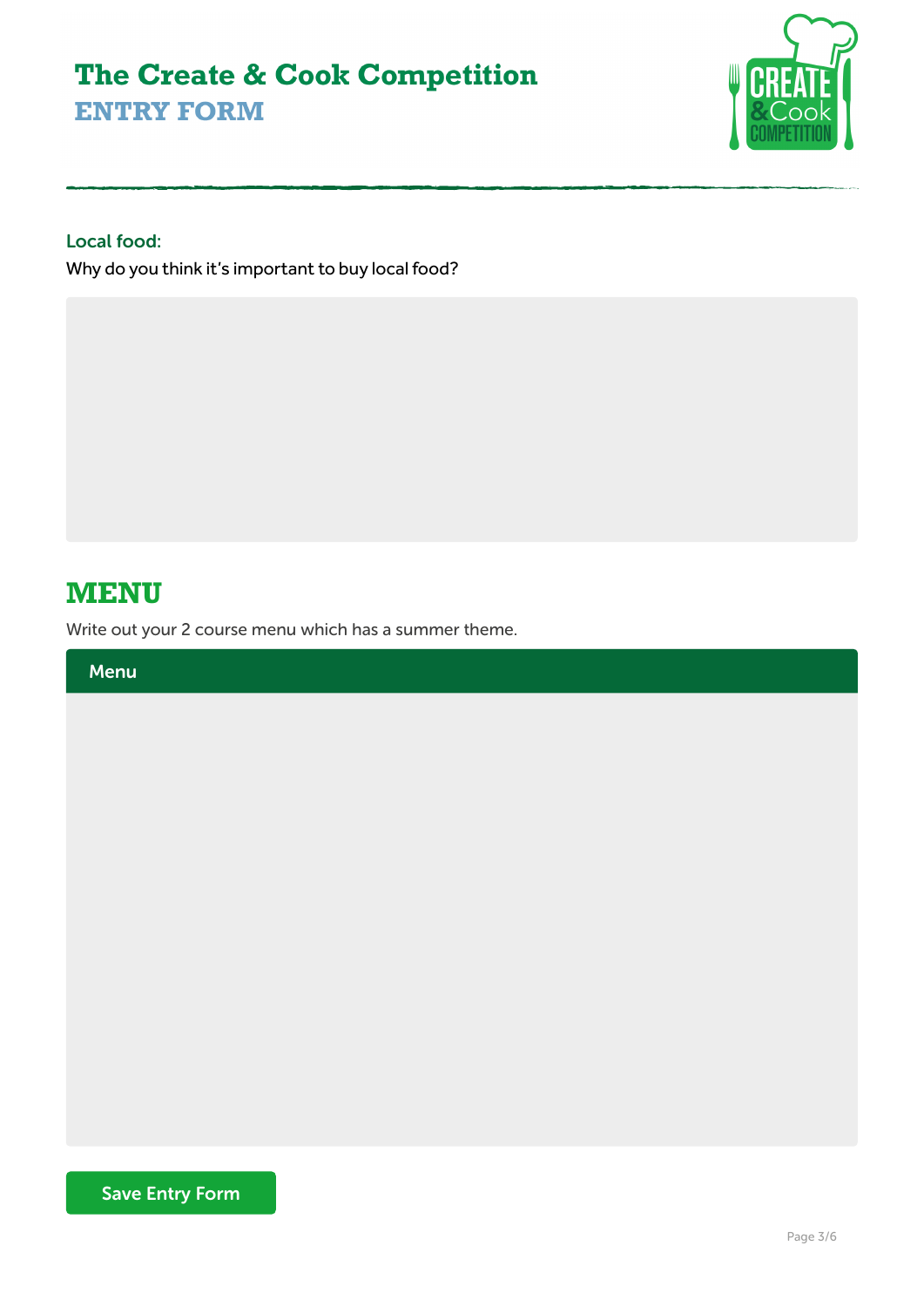# The Create & Cook Competition

## ENTRY FORM

**Local food:**

Why do you think it's important to buy local food?

## MENU

Write out your 2 course menu which has a summer theme.

**Menu**

Save Entry Form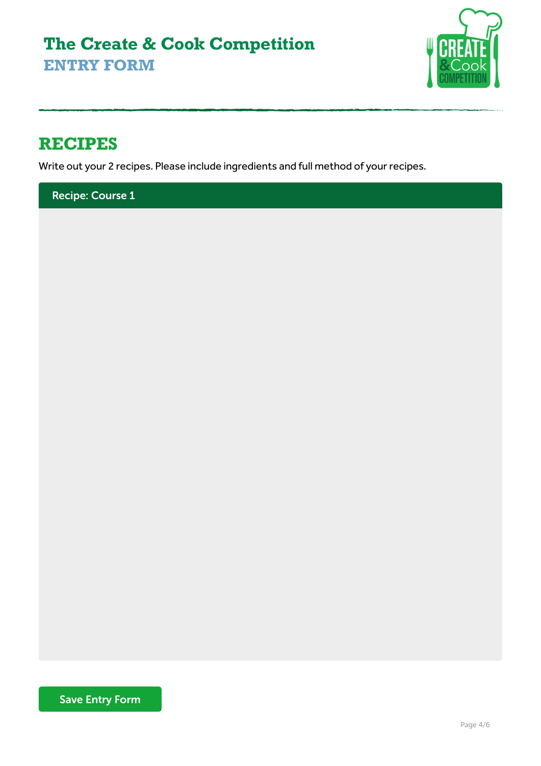# The Create & Cook Competition

## ENTRY FORM

## RECIPES

Write out your 2 recipes. Please include ingredients and full method of your recipes.

**Recipe: Course 1**

Save Entry Form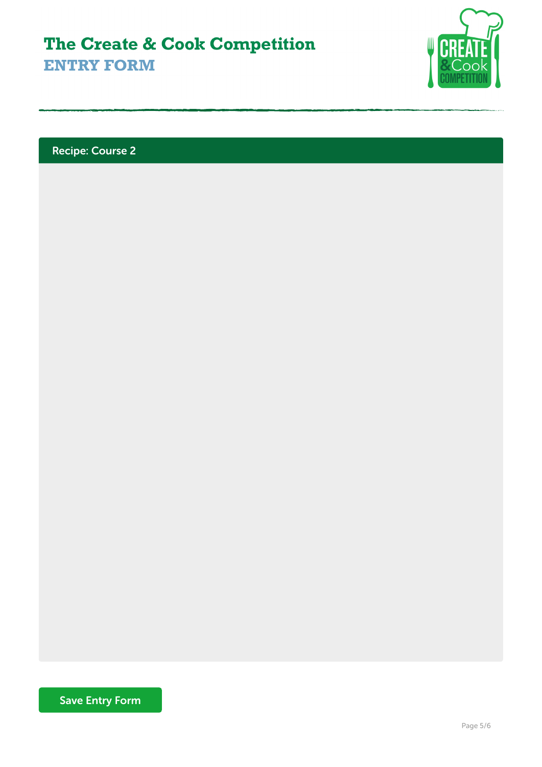# The Create & Cook Competition

## ENTRY FORM

### Recipe: Course 2

Save Entry Form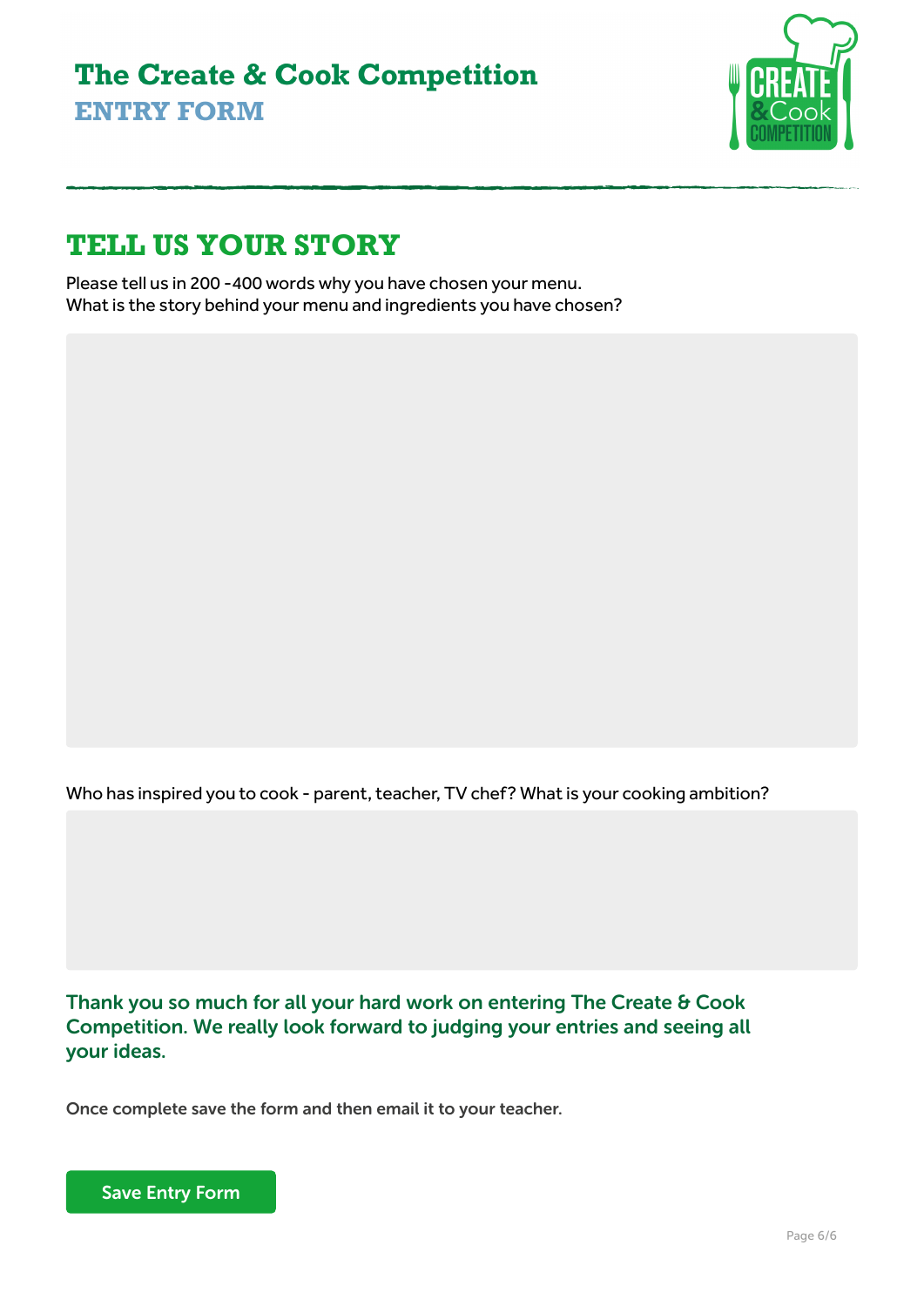# The Create & Cook Competition

## ENTRY FORM

## TELL US YOUR STORY

Please tell us in 200 -400 words why you have chosen your menu.
What is the story behind your menu and ingredients you have chosen?

Who has inspired you to cook - parent, teacher, TV chef? What is your cooking ambition?

**Thank you so much for all your hard work on entering The Create & Cook Competition. We really look forward to judging your entries and seeing all your ideas.**

Once complete save the form and then email it to your teacher.

Save Entry Form